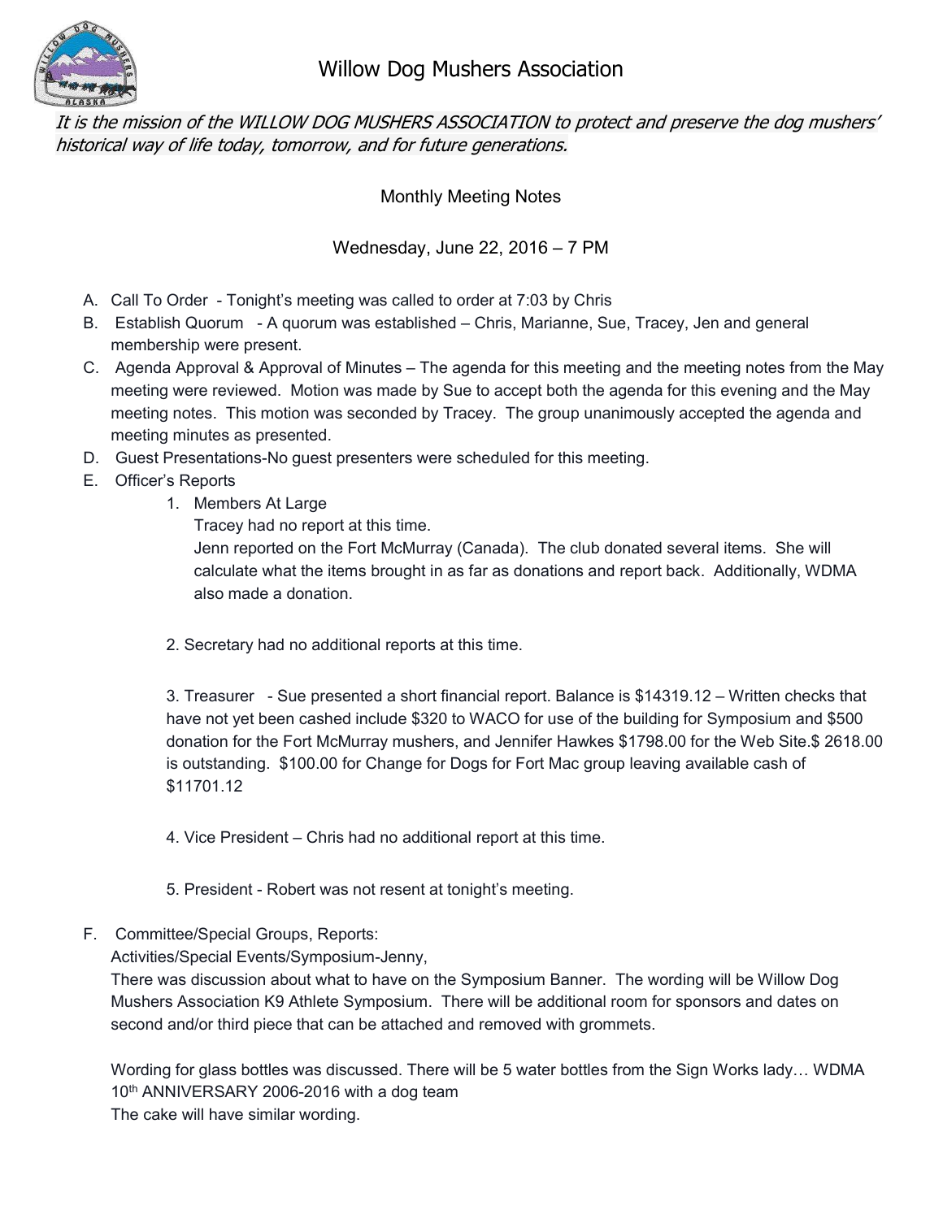# Willow Dog Mushers Association

*It is the mission of the WILLOW DOG MUSHERS ASSOCIATION to protect and preserve the dog mushers' historical way of life today, tomorrow, and for future generations.*

Monthly Meeting Notes

Wednesday, June 22, 2016 – 7 PM

A. Call To Order - Tonight's meeting was called to order at 7:03 by Chris
B. Establish Quorum - A quorum was established – Chris, Marianne, Sue, Tracey, Jen and general membership were present.
C. Agenda Approval & Approval of Minutes – The agenda for this meeting and the meeting notes from the May meeting were reviewed. Motion was made by Sue to accept both the agenda for this evening and the May meeting notes. This motion was seconded by Tracey. The group unanimously accepted the agenda and meeting minutes as presented.
D. Guest Presentations-No guest presenters were scheduled for this meeting.
E. Officer's Reports
   1. Members At Large
      Tracey had no report at this time.
      Jenn reported on the Fort McMurray (Canada). The club donated several items. She will calculate what the items brought in as far as donations and report back. Additionally, WDMA also made a donation.

   2. Secretary had no additional reports at this time.

   3. Treasurer - Sue presented a short financial report. Balance is $14319.12 – Written checks that have not yet been cashed include $320 to WACO for use of the building for Symposium and $500 donation for the Fort McMurray mushers, and Jennifer Hawkes $1798.00 for the Web Site.$ 2618.00 is outstanding. $100.00 for Change for Dogs for Fort Mac group leaving available cash of $11701.12

   4. Vice President – Chris had no additional report at this time.

   5. President - Robert was not resent at tonight's meeting.

F. Committee/Special Groups, Reports:
   Activities/Special Events/Symposium-Jenny,
   There was discussion about what to have on the Symposium Banner. The wording will be Willow Dog Mushers Association K9 Athlete Symposium. There will be additional room for sponsors and dates on second and/or third piece that can be attached and removed with grommets.

   Wording for glass bottles was discussed. There will be 5 water bottles from the Sign Works lady… WDMA 10th ANNIVERSARY 2006-2016 with a dog team
   The cake will have similar wording.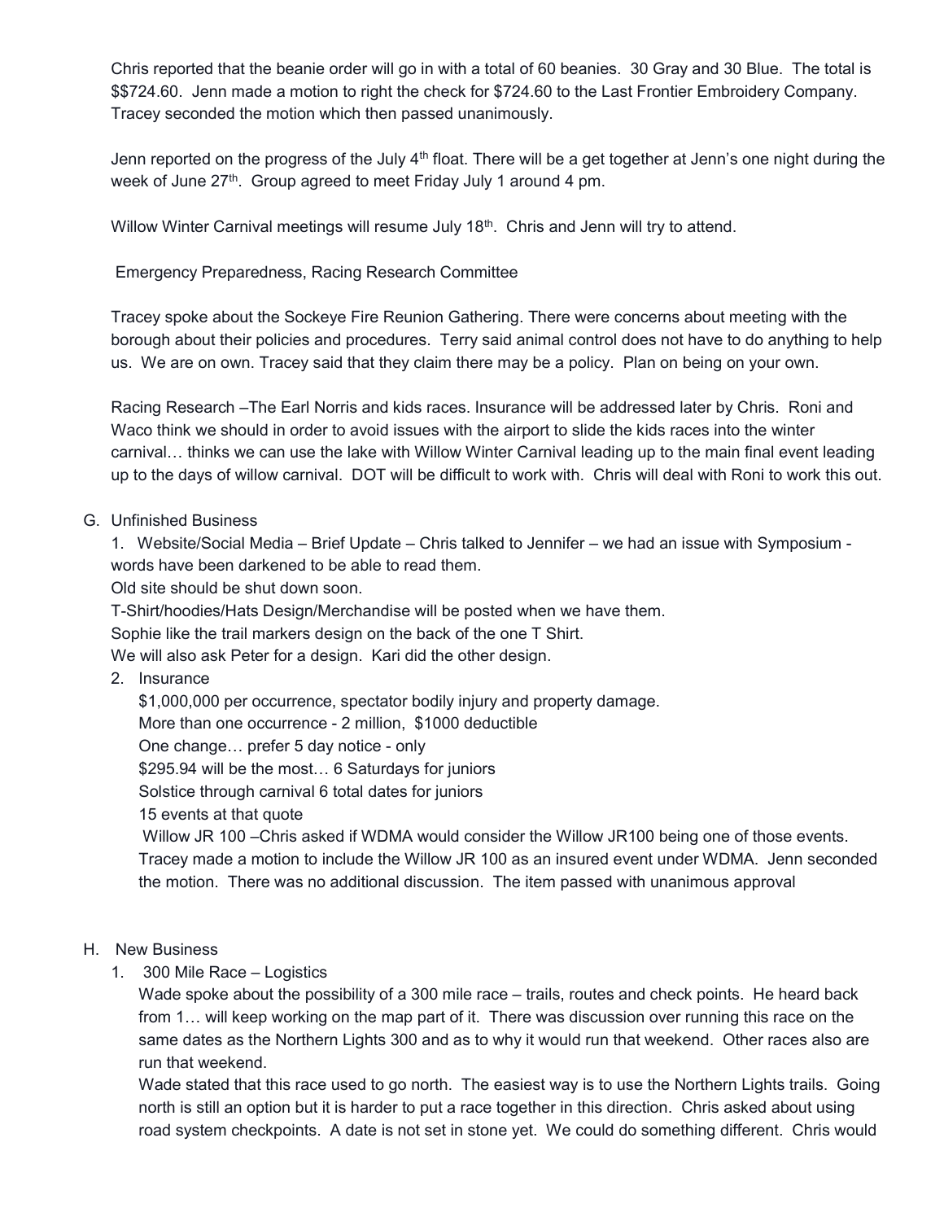Chris reported that the beanie order will go in with a total of 60 beanies. 30 Gray and 30 Blue. The total is $$724.60. Jenn made a motion to right the check for $724.60 to the Last Frontier Embroidery Company. Tracey seconded the motion which then passed unanimously.

Jenn reported on the progress of the July 4th float. There will be a get together at Jenn's one night during the week of June 27th. Group agreed to meet Friday July 1 around 4 pm.

Willow Winter Carnival meetings will resume July 18th. Chris and Jenn will try to attend.

Emergency Preparedness, Racing Research Committee

Tracey spoke about the Sockeye Fire Reunion Gathering. There were concerns about meeting with the borough about their policies and procedures. Terry said animal control does not have to do anything to help us. We are on own. Tracey said that they claim there may be a policy. Plan on being on your own.

Racing Research –The Earl Norris and kids races. Insurance will be addressed later by Chris. Roni and Waco think we should in order to avoid issues with the airport to slide the kids races into the winter carnival… thinks we can use the lake with Willow Winter Carnival leading up to the main final event leading up to the days of willow carnival. DOT will be difficult to work with. Chris will deal with Roni to work this out.

G. Unfinished Business

1. Website/Social Media – Brief Update – Chris talked to Jennifer – we had an issue with Symposium - words have been darkened to be able to read them.
   Old site should be shut down soon.
   T-Shirt/hoodies/Hats Design/Merchandise will be posted when we have them.
   Sophie like the trail markers design on the back of the one T Shirt.
   We will also ask Peter for a design. Kari did the other design.
2. Insurance
   $1,000,000 per occurrence, spectator bodily injury and property damage.
   More than one occurrence - 2 million, $1000 deductible
   One change… prefer 5 day notice - only
   $295.94 will be the most… 6 Saturdays for juniors
   Solstice through carnival 6 total dates for juniors
   15 events at that quote
   Willow JR 100 –Chris asked if WDMA would consider the Willow JR100 being one of those events. Tracey made a motion to include the Willow JR 100 as an insured event under WDMA. Jenn seconded the motion. There was no additional discussion. The item passed with unanimous approval

H. New Business

1. 300 Mile Race – Logistics
   Wade spoke about the possibility of a 300 mile race – trails, routes and check points. He heard back from 1… will keep working on the map part of it. There was discussion over running this race on the same dates as the Northern Lights 300 and as to why it would run that weekend. Other races also are run that weekend.
   Wade stated that this race used to go north. The easiest way is to use the Northern Lights trails. Going north is still an option but it is harder to put a race together in this direction. Chris asked about using road system checkpoints. A date is not set in stone yet. We could do something different. Chris would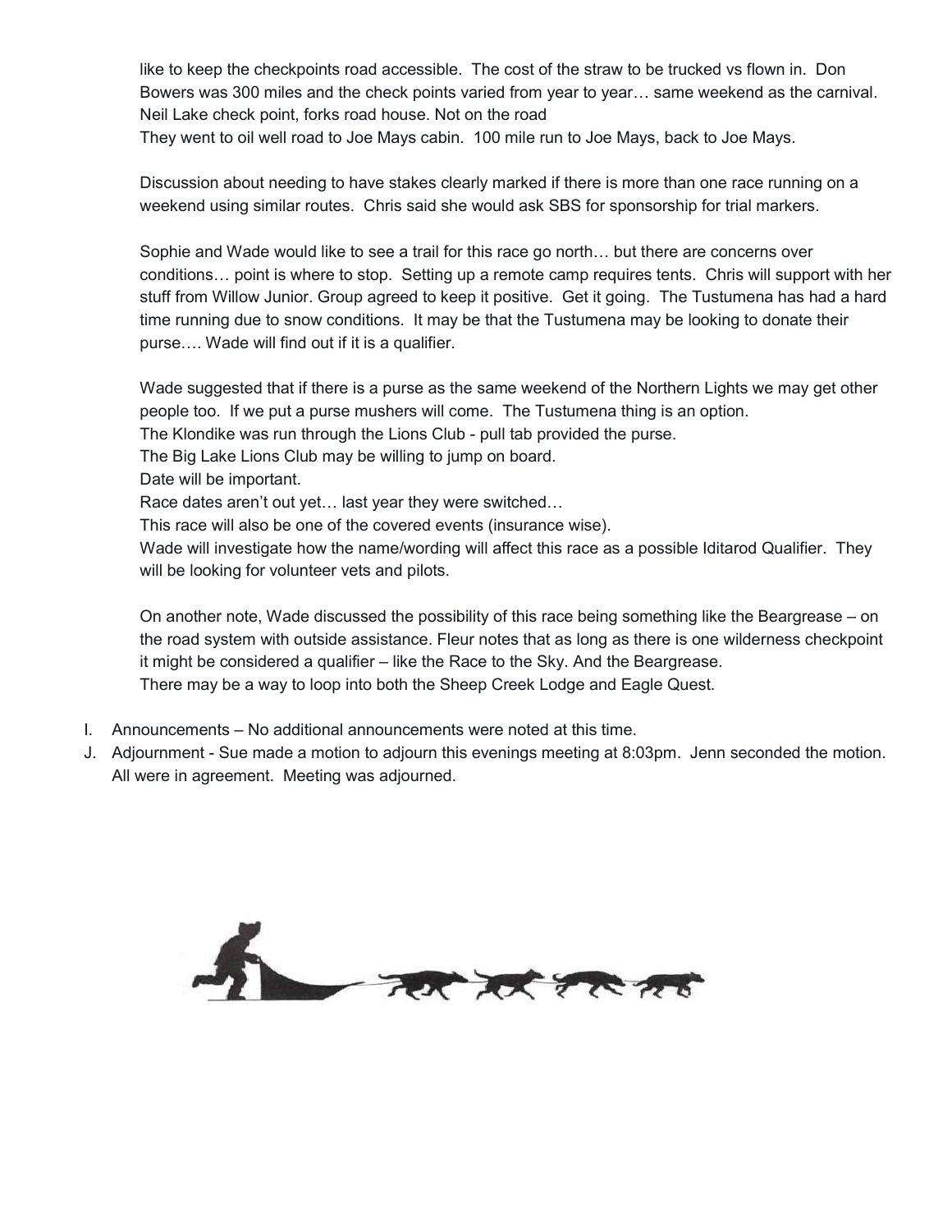like to keep the checkpoints road accessible. The cost of the straw to be trucked vs flown in. Don Bowers was 300 miles and the check points varied from year to year… same weekend as the carnival. Neil Lake check point, forks road house. Not on the road

They went to oil well road to Joe Mays cabin. 100 mile run to Joe Mays, back to Joe Mays.

Discussion about needing to have stakes clearly marked if there is more than one race running on a weekend using similar routes. Chris said she would ask SBS for sponsorship for trial markers.

Sophie and Wade would like to see a trail for this race go north… but there are concerns over conditions… point is where to stop. Setting up a remote camp requires tents. Chris will support with her stuff from Willow Junior. Group agreed to keep it positive. Get it going. The Tustumena has had a hard time running due to snow conditions. It may be that the Tustumena may be looking to donate their purse…. Wade will find out if it is a qualifier.

Wade suggested that if there is a purse as the same weekend of the Northern Lights we may get other people too. If we put a purse mushers will come. The Tustumena thing is an option.

The Klondike was run through the Lions Club - pull tab provided the purse.

The Big Lake Lions Club may be willing to jump on board.

Date will be important.

Race dates aren't out yet… last year they were switched…

This race will also be one of the covered events (insurance wise).

Wade will investigate how the name/wording will affect this race as a possible Iditarod Qualifier. They will be looking for volunteer vets and pilots.

On another note, Wade discussed the possibility of this race being something like the Beargrease – on the road system with outside assistance. Fleur notes that as long as there is one wilderness checkpoint it might be considered a qualifier – like the Race to the Sky. And the Beargrease.

There may be a way to loop into both the Sheep Creek Lodge and Eagle Quest.

I. Announcements – No additional announcements were noted at this time.
J. Adjournment - Sue made a motion to adjourn this evenings meeting at 8:03pm. Jenn seconded the motion. All were in agreement. Meeting was adjourned.